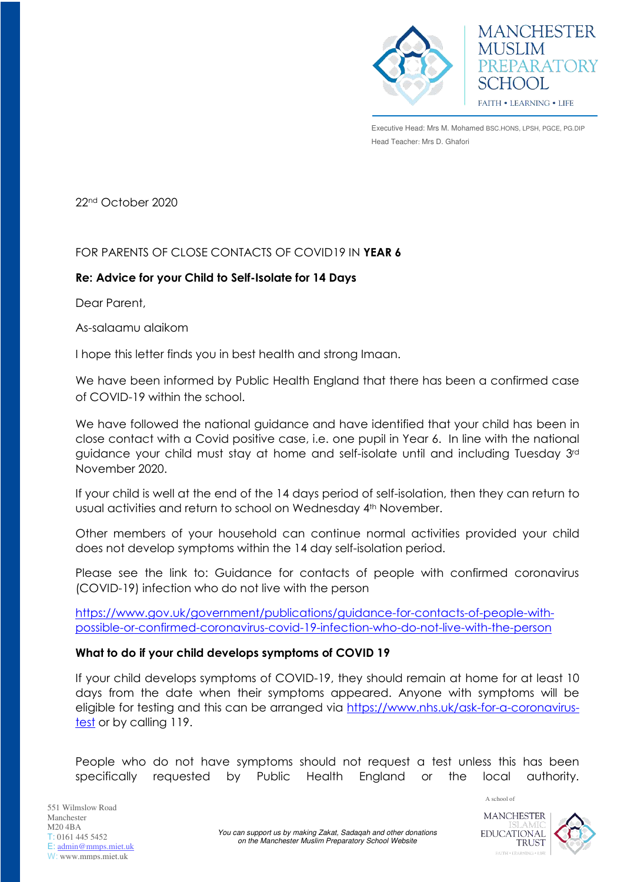MANCHESTER MUSLIM PREPARATORY SCHOOL

FAITH • LEARNING • LIFE

Executive Head: Mrs M. Mohamed BSC.HONS, LPSH, PGCE, PG.DIP
Head Teacher: Mrs D. Ghafori

22nd October 2020

FOR PARENTS OF CLOSE CONTACTS OF COVID19 IN **YEAR 6**

**Re: Advice for your Child to Self-Isolate for 14 Days**

Dear Parent,

As-salaamu alaikom

I hope this letter finds you in best health and strong Imaan.

We have been informed by Public Health England that there has been a confirmed case of COVID-19 within the school.

We have followed the national guidance and have identified that your child has been in close contact with a Covid positive case, i.e. one pupil in Year 6. In line with the national guidance your child must stay at home and self-isolate until and including Tuesday 3rd November 2020.

If your child is well at the end of the 14 days period of self-isolation, then they can return to usual activities and return to school on Wednesday 4th November.

Other members of your household can continue normal activities provided your child does not develop symptoms within the 14 day self-isolation period.

Please see the link to: Guidance for contacts of people with confirmed coronavirus (COVID-19) infection who do not live with the person

https://www.gov.uk/government/publications/guidance-for-contacts-of-people-with-possible-or-confirmed-coronavirus-covid-19-infection-who-do-not-live-with-the-person

**What to do if your child develops symptoms of COVID 19**

If your child develops symptoms of COVID-19, they should remain at home for at least 10 days from the date when their symptoms appeared. Anyone with symptoms will be eligible for testing and this can be arranged via https://www.nhs.uk/ask-for-a-coronavirus-test or by calling 119.

People who do not have symptoms should not request a test unless this has been specifically requested by Public Health England or the local authority.

551 Wilmslow Road
Manchester
M20 4BA
T: 0161 445 5452
E: admin@mmps.miet.uk
W: www.mmps.miet.uk

*You can support us by making Zakat, Sadaqah and other donations on the Manchester Muslim Preparatory School Website*

A school of MANCHESTER ISLAMIC EDUCATIONAL TRUST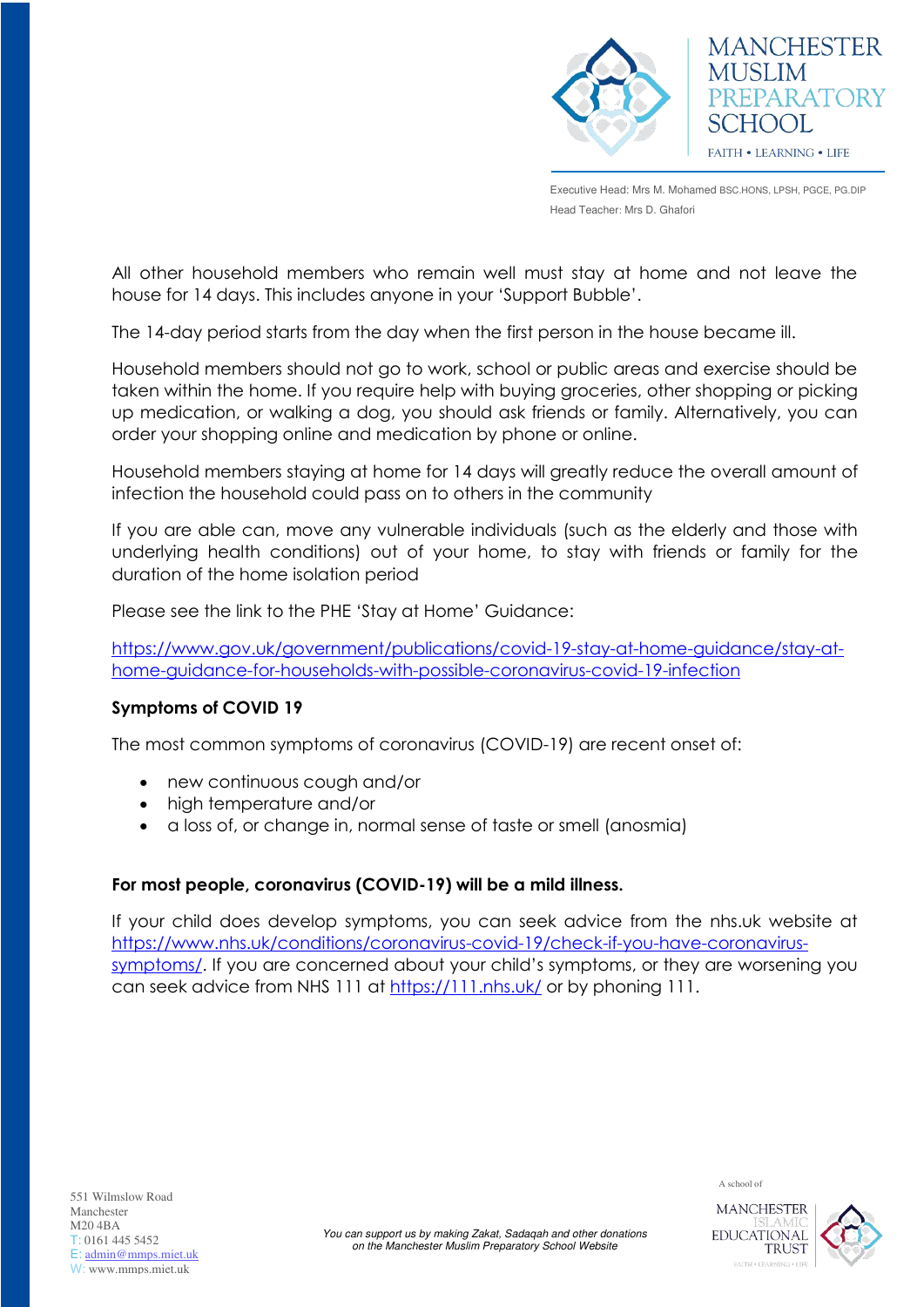All other household members who remain well must stay at home and not leave the house for 14 days. This includes anyone in your 'Support Bubble'.

The 14-day period starts from the day when the first person in the house became ill.

Household members should not go to work, school or public areas and exercise should be taken within the home. If you require help with buying groceries, other shopping or picking up medication, or walking a dog, you should ask friends or family. Alternatively, you can order your shopping online and medication by phone or online.

Household members staying at home for 14 days will greatly reduce the overall amount of infection the household could pass on to others in the community

If you are able can, move any vulnerable individuals (such as the elderly and those with underlying health conditions) out of your home, to stay with friends or family for the duration of the home isolation period

Please see the link to the PHE 'Stay at Home' Guidance:

https://www.gov.uk/government/publications/covid-19-stay-at-home-guidance/stay-at-home-guidance-for-households-with-possible-coronavirus-covid-19-infection

**Symptoms of COVID 19**

The most common symptoms of coronavirus (COVID-19) are recent onset of:

- new continuous cough and/or
- high temperature and/or
- a loss of, or change in, normal sense of taste or smell (anosmia)

**For most people, coronavirus (COVID-19) will be a mild illness.**

If your child does develop symptoms, you can seek advice from the nhs.uk website at https://www.nhs.uk/conditions/coronavirus-covid-19/check-if-you-have-coronavirus-symptoms/. If you are concerned about your child's symptoms, or they are worsening you can seek advice from NHS 111 at https://111.nhs.uk/ or by phoning 111.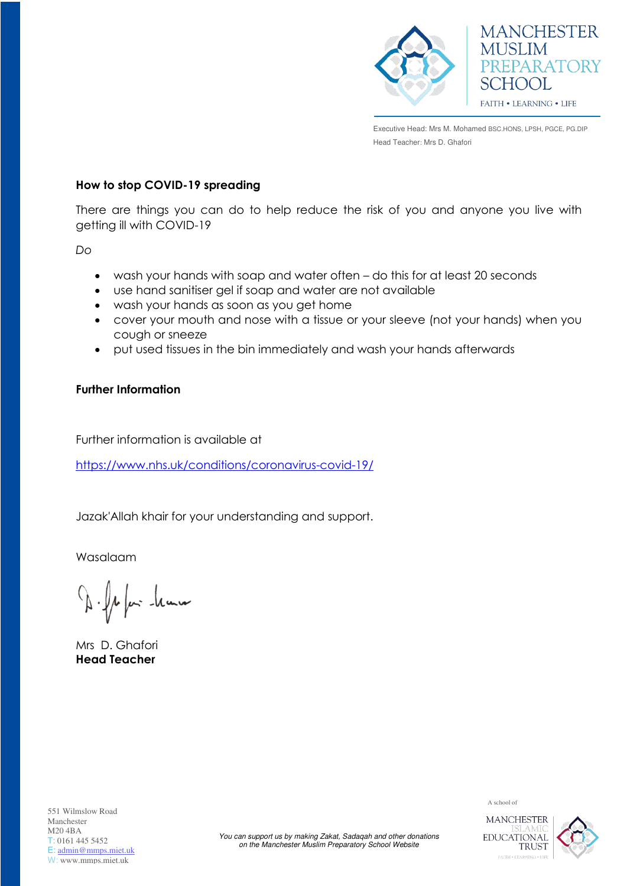MANCHESTER MUSLIM PREPARATORY SCHOOL

FAITH • LEARNING • LIFE

Executive Head: Mrs M. Mohamed BSC.HONS, LPSH, PGCE, PG.DIP

Head Teacher: Mrs D. Ghafori

**How to stop COVID-19 spreading**

There are things you can do to help reduce the risk of you and anyone you live with getting ill with COVID-19

*Do*

- wash your hands with soap and water often – do this for at least 20 seconds
- use hand sanitiser gel if soap and water are not available
- wash your hands as soon as you get home
- cover your mouth and nose with a tissue or your sleeve (not your hands) when you cough or sneeze
- put used tissues in the bin immediately and wash your hands afterwards

**Further Information**

Further information is available at

https://www.nhs.uk/conditions/coronavirus-covid-19/

Jazak'Allah khair for your understanding and support.

Wasalaam

Mrs D. Ghafori
**Head Teacher**

551 Wilmslow Road
Manchester
M20 4BA
T: 0161 445 5452
E: admin@mmps.miet.uk
W: www.mmps.miet.uk

*You can support us by making Zakat, Sadaqah and other donations on the Manchester Muslim Preparatory School Website*

A school of MANCHESTER ISLAMIC EDUCATIONAL TRUST